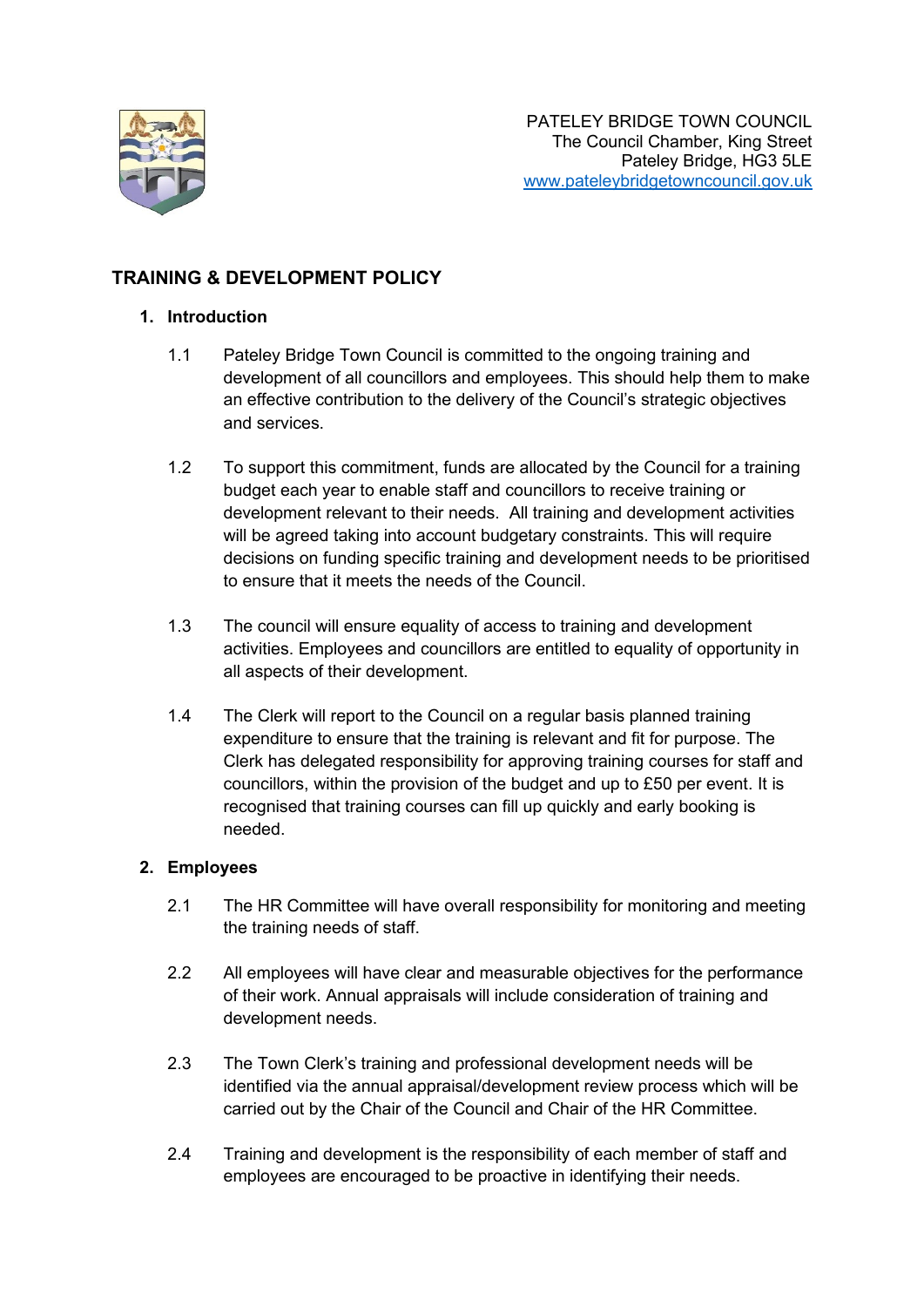PATELEY BRIDGE TOWN COUNCIL
The Council Chamber, King Street
Pateley Bridge, HG3 5LE
www.pateleybridgetowncouncil.gov.uk

# TRAINING & DEVELOPMENT POLICY

## 1. Introduction

1.1 Pateley Bridge Town Council is committed to the ongoing training and development of all councillors and employees. This should help them to make an effective contribution to the delivery of the Council's strategic objectives and services.

1.2 To support this commitment, funds are allocated by the Council for a training budget each year to enable staff and councillors to receive training or development relevant to their needs. All training and development activities will be agreed taking into account budgetary constraints. This will require decisions on funding specific training and development needs to be prioritised to ensure that it meets the needs of the Council.

1.3 The council will ensure equality of access to training and development activities. Employees and councillors are entitled to equality of opportunity in all aspects of their development.

1.4 The Clerk will report to the Council on a regular basis planned training expenditure to ensure that the training is relevant and fit for purpose. The Clerk has delegated responsibility for approving training courses for staff and councillors, within the provision of the budget and up to £50 per event. It is recognised that training courses can fill up quickly and early booking is needed.

## 2. Employees

2.1 The HR Committee will have overall responsibility for monitoring and meeting the training needs of staff.

2.2 All employees will have clear and measurable objectives for the performance of their work. Annual appraisals will include consideration of training and development needs.

2.3 The Town Clerk's training and professional development needs will be identified via the annual appraisal/development review process which will be carried out by the Chair of the Council and Chair of the HR Committee.

2.4 Training and development is the responsibility of each member of staff and employees are encouraged to be proactive in identifying their needs.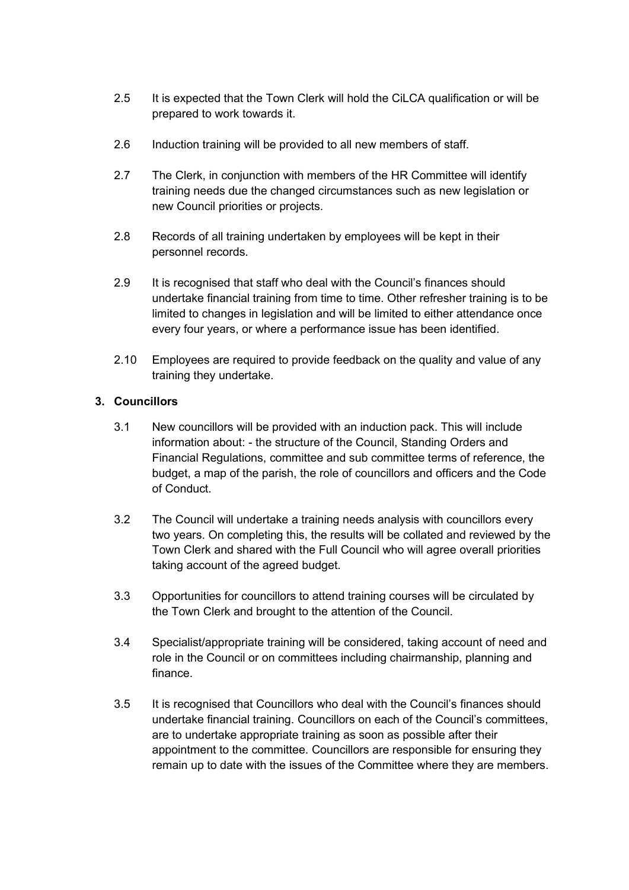2.5 It is expected that the Town Clerk will hold the CiLCA qualification or will be prepared to work towards it.

2.6 Induction training will be provided to all new members of staff.

2.7 The Clerk, in conjunction with members of the HR Committee will identify training needs due the changed circumstances such as new legislation or new Council priorities or projects.

2.8 Records of all training undertaken by employees will be kept in their personnel records.

2.9 It is recognised that staff who deal with the Council's finances should undertake financial training from time to time. Other refresher training is to be limited to changes in legislation and will be limited to either attendance once every four years, or where a performance issue has been identified.

2.10 Employees are required to provide feedback on the quality and value of any training they undertake.

## 3. Councillors

3.1 New councillors will be provided with an induction pack. This will include information about: - the structure of the Council, Standing Orders and Financial Regulations, committee and sub committee terms of reference, the budget, a map of the parish, the role of councillors and officers and the Code of Conduct.

3.2 The Council will undertake a training needs analysis with councillors every two years. On completing this, the results will be collated and reviewed by the Town Clerk and shared with the Full Council who will agree overall priorities taking account of the agreed budget.

3.3 Opportunities for councillors to attend training courses will be circulated by the Town Clerk and brought to the attention of the Council.

3.4 Specialist/appropriate training will be considered, taking account of need and role in the Council or on committees including chairmanship, planning and finance.

3.5 It is recognised that Councillors who deal with the Council's finances should undertake financial training. Councillors on each of the Council's committees, are to undertake appropriate training as soon as possible after their appointment to the committee. Councillors are responsible for ensuring they remain up to date with the issues of the Committee where they are members.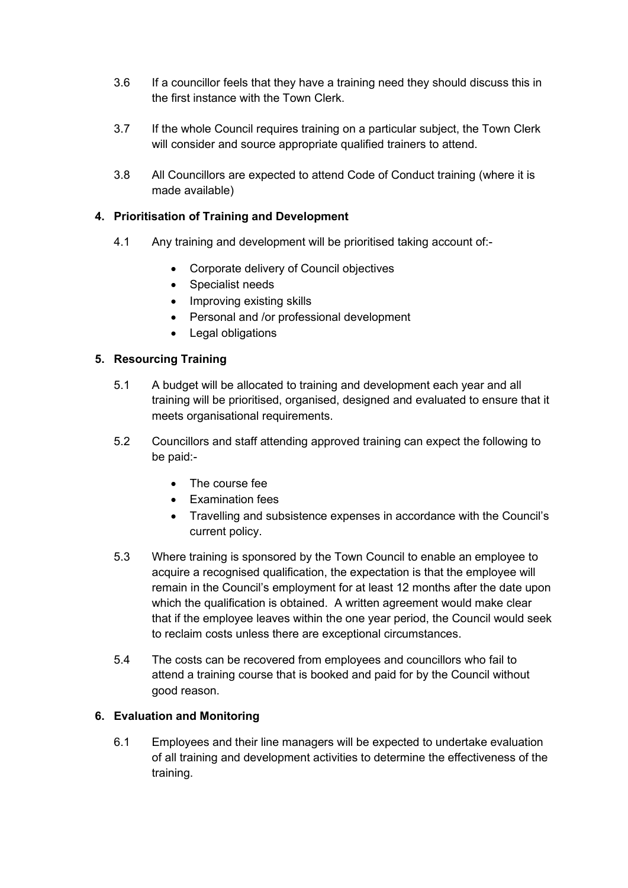3.6 If a councillor feels that they have a training need they should discuss this in the first instance with the Town Clerk.

3.7 If the whole Council requires training on a particular subject, the Town Clerk will consider and source appropriate qualified trainers to attend.

3.8 All Councillors are expected to attend Code of Conduct training (where it is made available)

## 4. Prioritisation of Training and Development

4.1 Any training and development will be prioritised taking account of:-

- Corporate delivery of Council objectives
- Specialist needs
- Improving existing skills
- Personal and /or professional development
- Legal obligations

## 5. Resourcing Training

5.1 A budget will be allocated to training and development each year and all training will be prioritised, organised, designed and evaluated to ensure that it meets organisational requirements.

5.2 Councillors and staff attending approved training can expect the following to be paid:-

- The course fee
- Examination fees
- Travelling and subsistence expenses in accordance with the Council's current policy.

5.3 Where training is sponsored by the Town Council to enable an employee to acquire a recognised qualification, the expectation is that the employee will remain in the Council's employment for at least 12 months after the date upon which the qualification is obtained. A written agreement would make clear that if the employee leaves within the one year period, the Council would seek to reclaim costs unless there are exceptional circumstances.

5.4 The costs can be recovered from employees and councillors who fail to attend a training course that is booked and paid for by the Council without good reason.

## 6. Evaluation and Monitoring

6.1 Employees and their line managers will be expected to undertake evaluation of all training and development activities to determine the effectiveness of the training.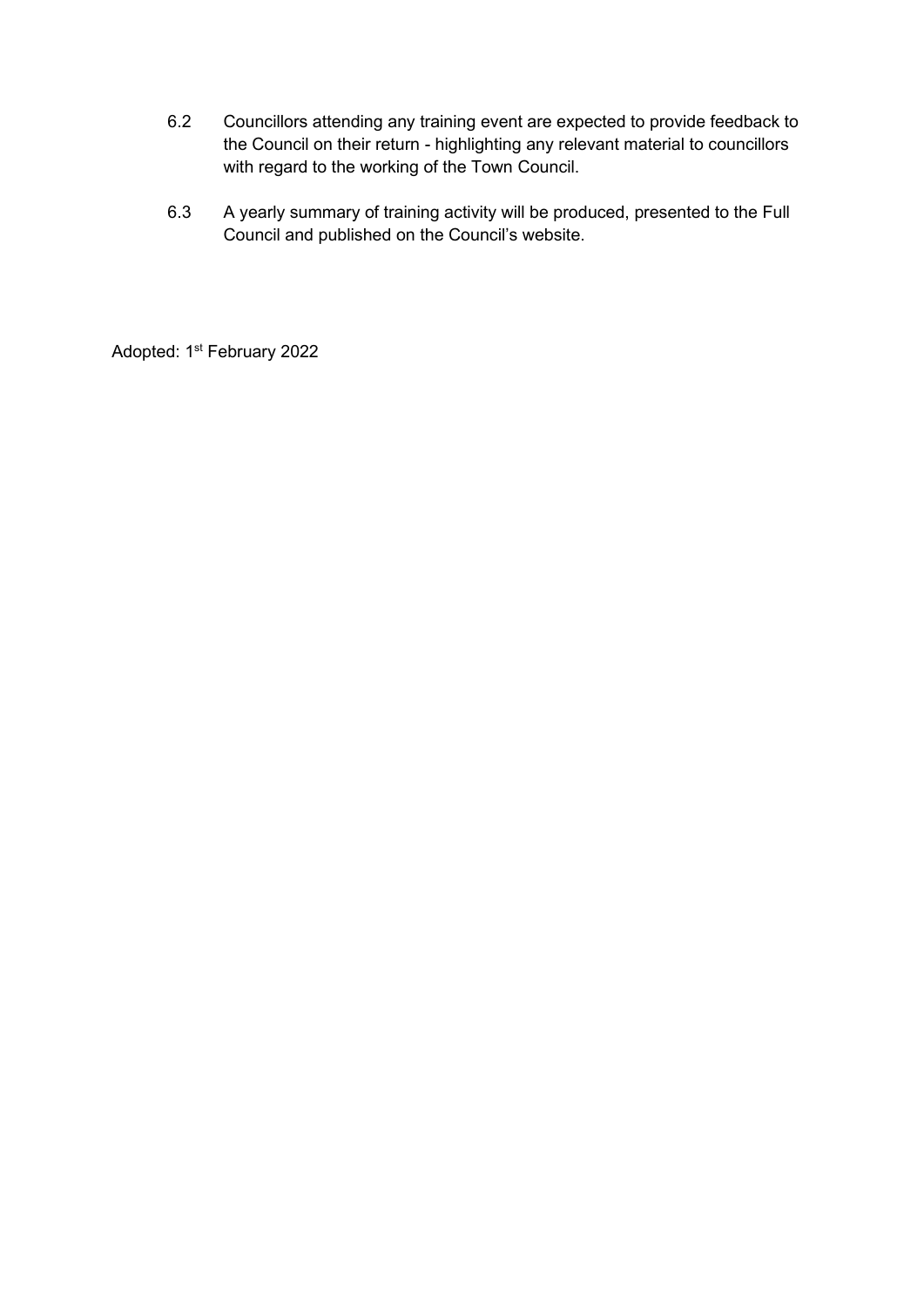6.2 Councillors attending any training event are expected to provide feedback to the Council on their return - highlighting any relevant material to councillors with regard to the working of the Town Council.

6.3 A yearly summary of training activity will be produced, presented to the Full Council and published on the Council's website.

Adopted: 1st February 2022